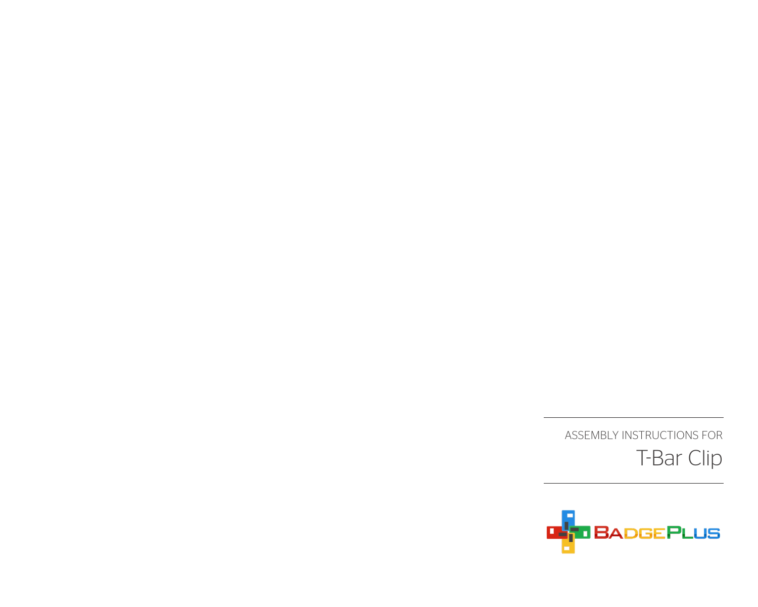ASSEMBLY INSTRUCTIONS FOR

# T-Bar Clip

BadgePlus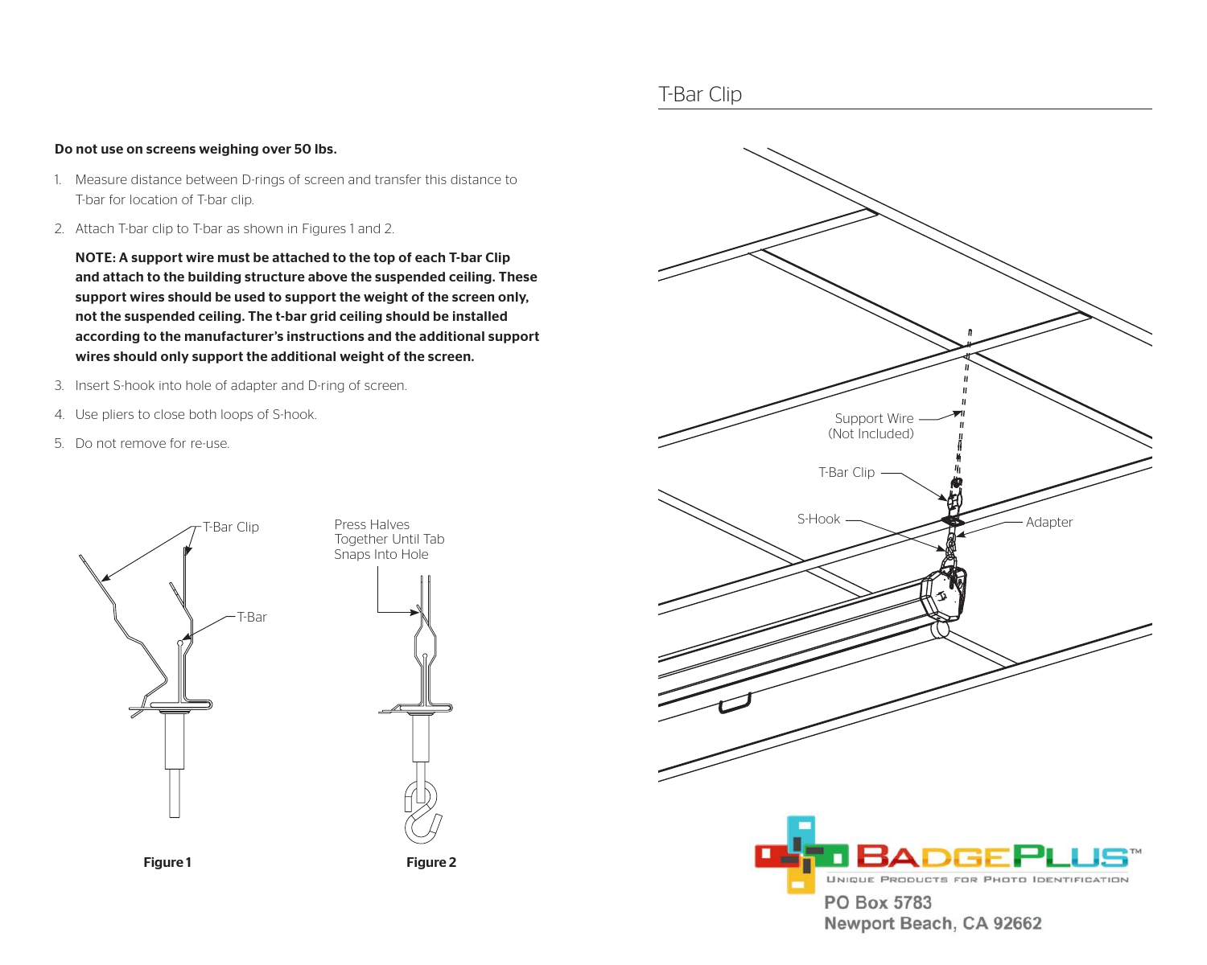## T-Bar Clip

**Do not use on screens weighing over 50 lbs.**

1. Measure distance between D-rings of screen and transfer this distance to T-bar for location of T-bar clip.
2. Attach T-bar clip to T-bar as shown in Figures 1 and 2.

   **NOTE: A support wire must be attached to the top of each T-bar Clip and attach to the building structure above the suspended ceiling. These support wires should be used to support the weight of the screen only, not the suspended ceiling. The t-bar grid ceiling should be installed according to the manufacturer's instructions and the additional support wires should only support the additional weight of the screen.**

3. Insert S-hook into hole of adapter and D-ring of screen.
4. Use pliers to close both loops of S-hook.
5. Do not remove for re-use.

T-Bar Clip

T-Bar

**Figure 1**

Press Halves Together Until Tab Snaps Into Hole

**Figure 2**

Support Wire (Not Included)

T-Bar Clip

S-Hook

Adapter

BADGEPLUS™

UNIQUE PRODUCTS FOR PHOTO IDENTIFICATION

PO Box 5783
Newport Beach, CA 92662